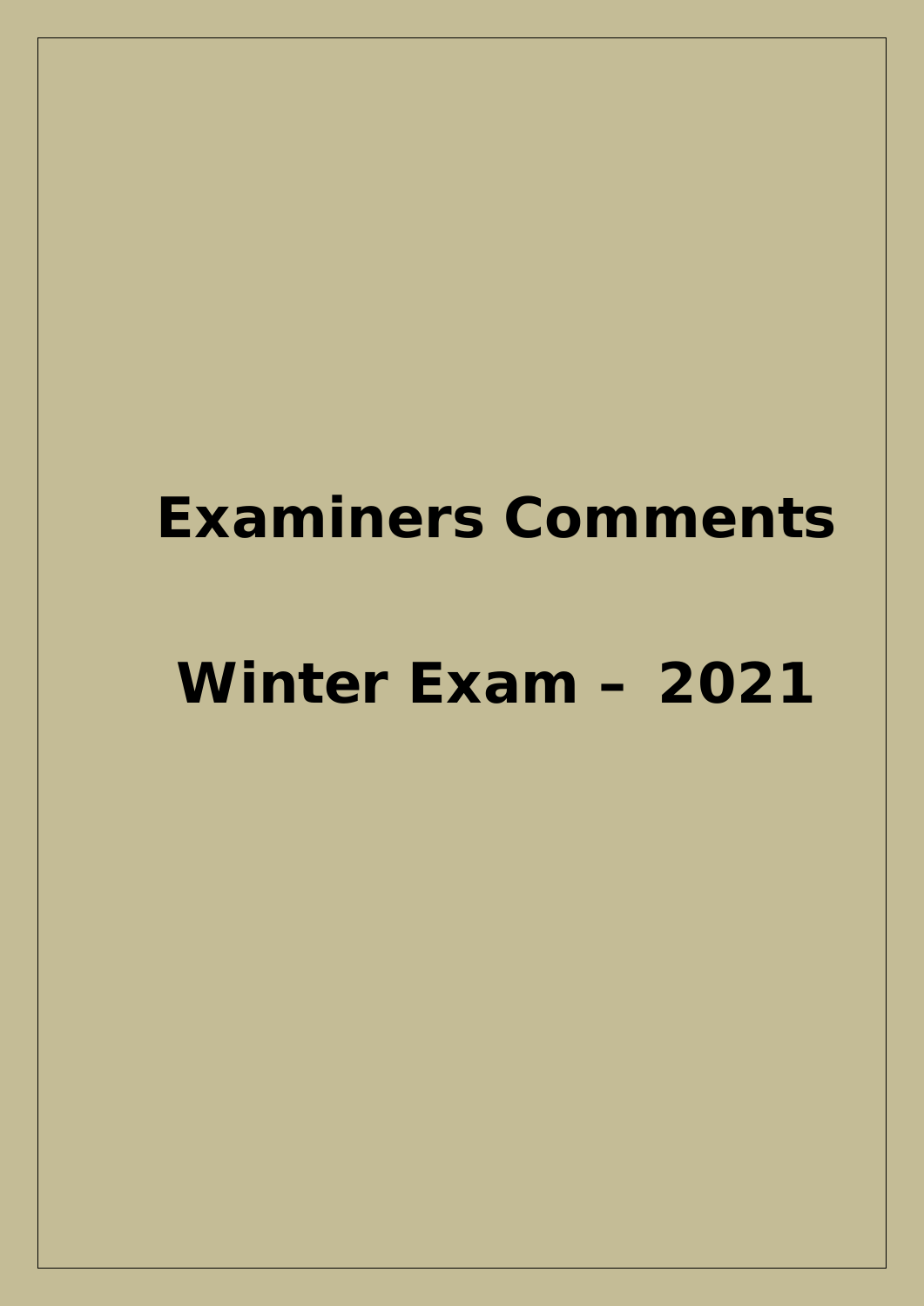# Examiners Comments

# Winter Exam – 2021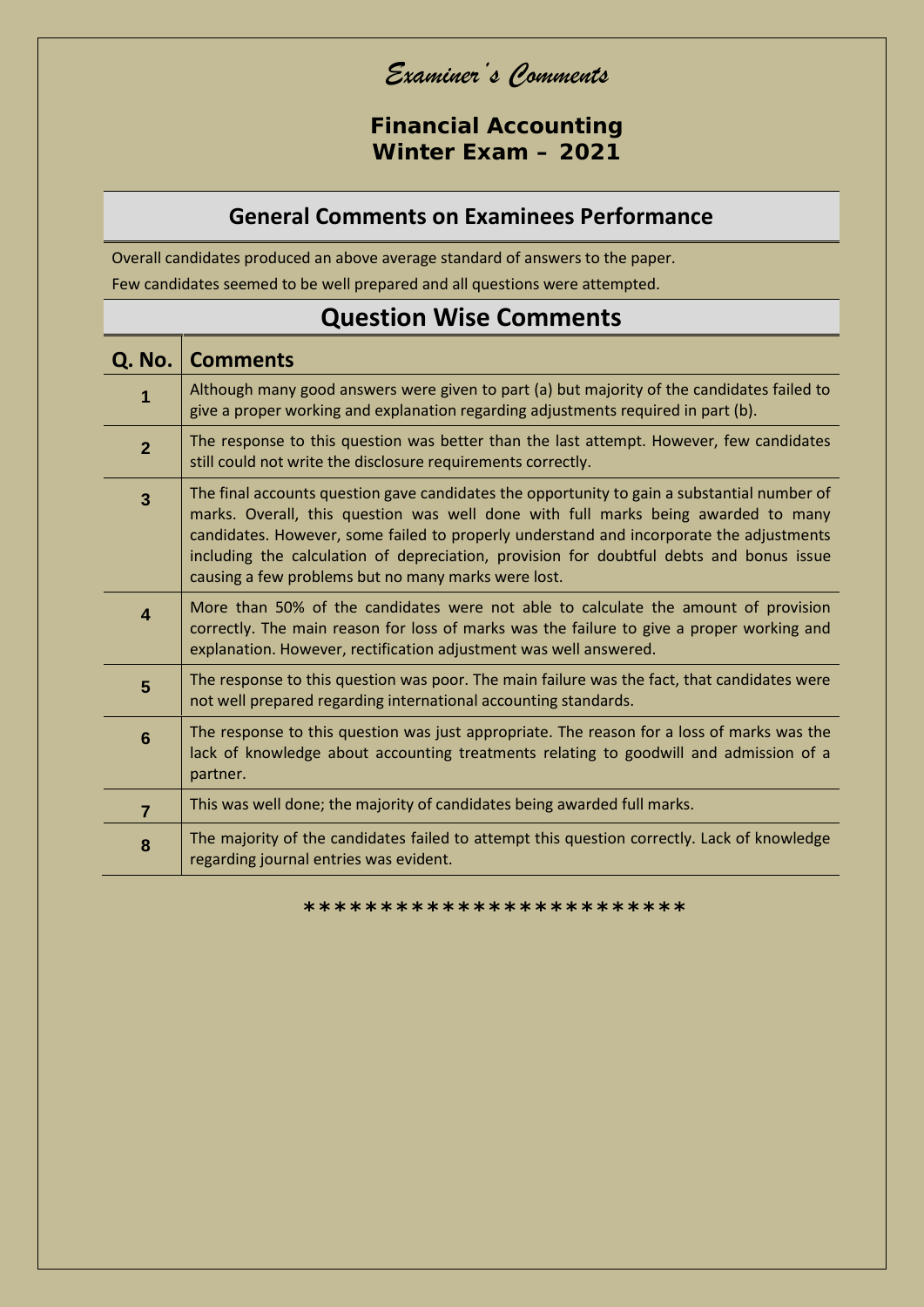# *Examiner's Comments*

## Financial Accounting
## Winter Exam – 2021

## General Comments on Examinees Performance

Overall candidates produced an above average standard of answers to the paper.

Few candidates seemed to be well prepared and all questions were attempted.

## Question Wise Comments

| Q. No. | Comments |
|---|---|
| 1 | Although many good answers were given to part (a) but majority of the candidates failed to give a proper working and explanation regarding adjustments required in part (b). |
| 2 | The response to this question was better than the last attempt. However, few candidates still could not write the disclosure requirements correctly. |
| 3 | The final accounts question gave candidates the opportunity to gain a substantial number of marks. Overall, this question was well done with full marks being awarded to many candidates. However, some failed to properly understand and incorporate the adjustments including the calculation of depreciation, provision for doubtful debts and bonus issue causing a few problems but no many marks were lost. |
| 4 | More than 50% of the candidates were not able to calculate the amount of provision correctly. The main reason for loss of marks was the failure to give a proper working and explanation. However, rectification adjustment was well answered. |
| 5 | The response to this question was poor. The main failure was the fact, that candidates were not well prepared regarding international accounting standards. |
| 6 | The response to this question was just appropriate. The reason for a loss of marks was the lack of knowledge about accounting treatments relating to goodwill and admission of a partner. |
| 7 | This was well done; the majority of candidates being awarded full marks. |
| 8 | The majority of the candidates failed to attempt this question correctly. Lack of knowledge regarding journal entries was evident. |

************************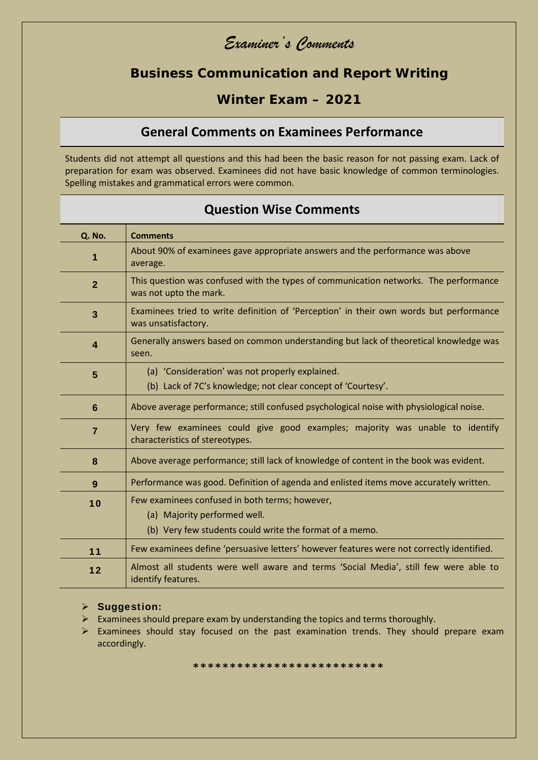# *Examiner's Comments*

## Business Communication and Report Writing

## Winter Exam – 2021

### General Comments on Examinees Performance

Students did not attempt all questions and this had been the basic reason for not passing exam. Lack of preparation for exam was observed. Examinees did not have basic knowledge of common terminologies. Spelling mistakes and grammatical errors were common.

### Question Wise Comments

| Q. No. | Comments |
|---|---|
| **1** | About 90% of examinees gave appropriate answers and the performance was above average. |
| **2** | This question was confused with the types of communication networks. The performance was not upto the mark. |
| **3** | Examinees tried to write definition of 'Perception' in their own words but performance was unsatisfactory. |
| **4** | Generally answers based on common understanding but lack of theoretical knowledge was seen. |
| **5** | (a) 'Consideration' was not properly explained.<br>(b) Lack of 7C's knowledge; not clear concept of 'Courtesy'. |
| **6** | Above average performance; still confused psychological noise with physiological noise. |
| **7** | Very few examinees could give good examples; majority was unable to identify characteristics of stereotypes. |
| **8** | Above average performance; still lack of knowledge of content in the book was evident. |
| **9** | Performance was good. Definition of agenda and enlisted items move accurately written. |
| **10** | Few examinees confused in both terms; however,<br>(a) Majority performed well.<br>(b) Very few students could write the format of a memo. |
| **11** | Few examinees define 'persuasive letters' however features were not correctly identified. |
| **12** | Almost all students were well aware and terms 'Social Media', still few were able to identify features. |

- **Suggestion:**
- Examinees should prepare exam by understanding the topics and terms thoroughly.
- Examinees should stay focused on the past examination trends. They should prepare exam accordingly.

**************************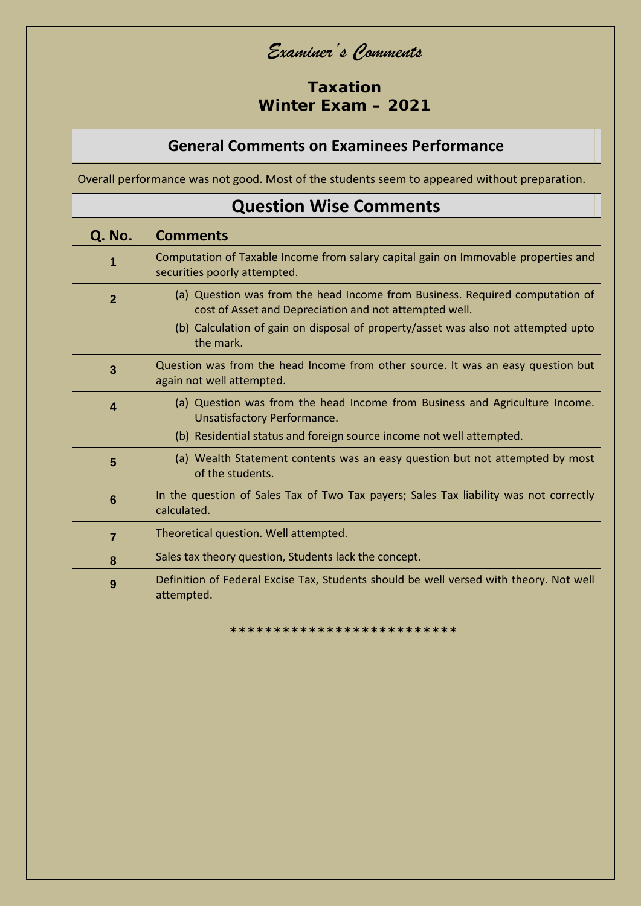# *Examiner's Comments*

## Taxation
## Winter Exam – 2021

## General Comments on Examinees Performance

Overall performance was not good. Most of the students seem to appeared without preparation.

## Question Wise Comments

| Q. No. | Comments |
|---|---|
| **1** | Computation of Taxable Income from salary capital gain on Immovable properties and securities poorly attempted. |
| **2** | (a) Question was from the head Income from Business. Required computation of cost of Asset and Depreciation and not attempted well.<br>(b) Calculation of gain on disposal of property/asset was also not attempted upto the mark. |
| **3** | Question was from the head Income from other source. It was an easy question but again not well attempted. |
| **4** | (a) Question was from the head Income from Business and Agriculture Income. Unsatisfactory Performance.<br>(b) Residential status and foreign source income not well attempted. |
| **5** | (a) Wealth Statement contents was an easy question but not attempted by most of the students. |
| **6** | In the question of Sales Tax of Two Tax payers; Sales Tax liability was not correctly calculated. |
| **7** | Theoretical question. Well attempted. |
| **8** | Sales tax theory question, Students lack the concept. |
| **9** | Definition of Federal Excise Tax, Students should be well versed with theory. Not well attempted. |

*************************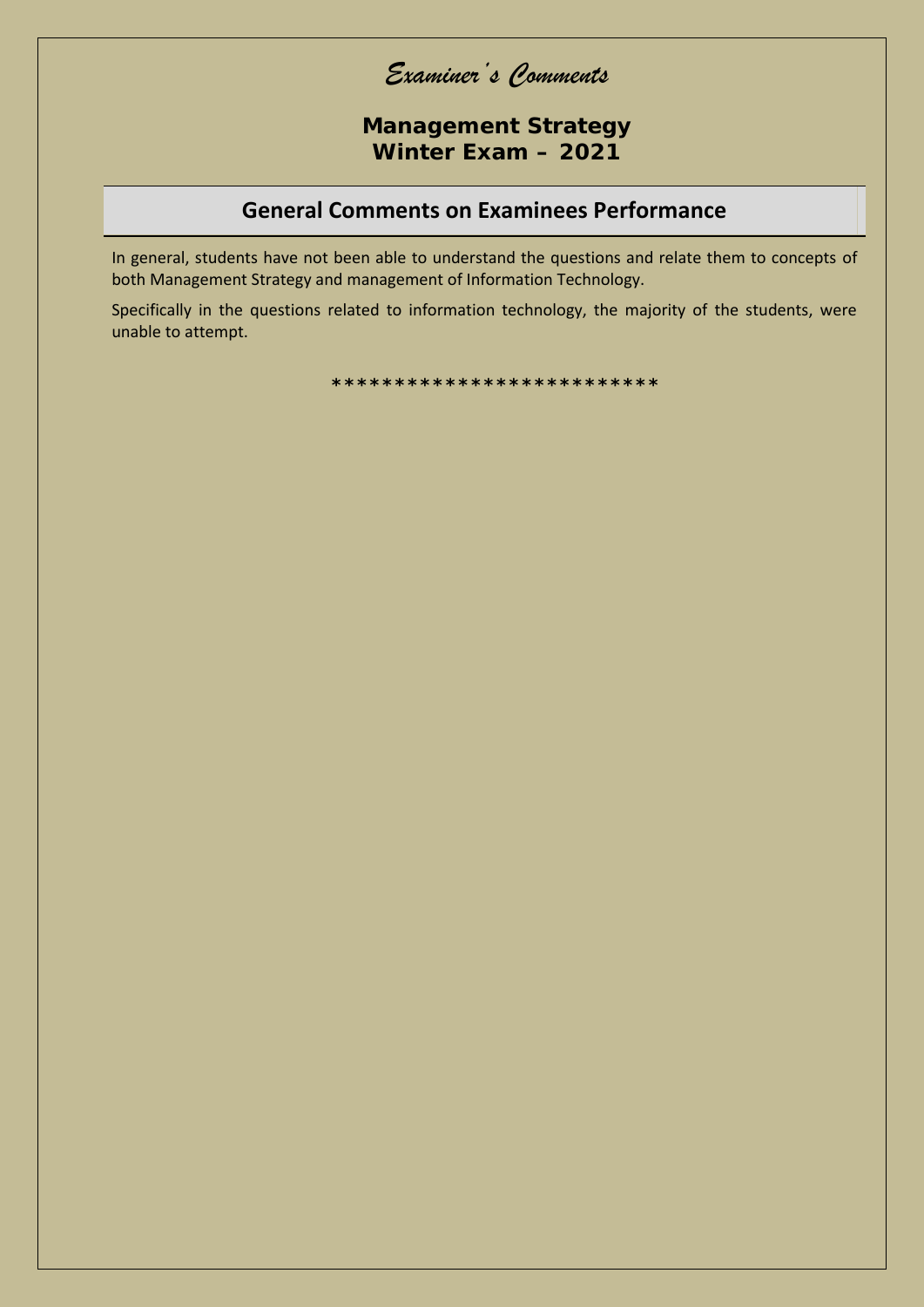# *Examiner's Comments*

## Management Strategy
## Winter Exam – 2021

### General Comments on Examinees Performance

In general, students have not been able to understand the questions and relate them to concepts of both Management Strategy and management of Information Technology.

Specifically in the questions related to information technology, the majority of the students, were unable to attempt.

*************************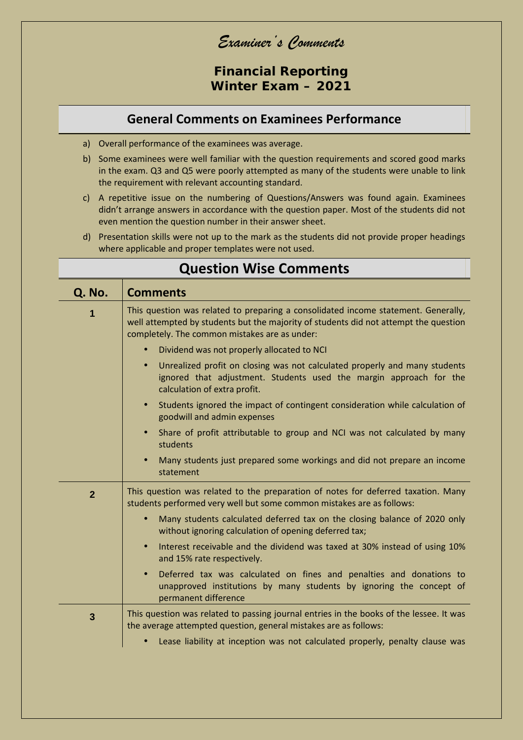# *Examiner's Comments*

## Financial Reporting
## Winter Exam – 2021

## General Comments on Examinees Performance

a) Overall performance of the examinees was average.

b) Some examinees were well familiar with the question requirements and scored good marks in the exam. Q3 and Q5 were poorly attempted as many of the students were unable to link the requirement with relevant accounting standard.

c) A repetitive issue on the numbering of Questions/Answers was found again. Examinees didn't arrange answers in accordance with the question paper. Most of the students did not even mention the question number in their answer sheet.

d) Presentation skills were not up to the mark as the students did not provide proper headings where applicable and proper templates were not used.

## Question Wise Comments

| Q. No. | Comments |
|---|---|
| **1** | This question was related to preparing a consolidated income statement. Generally, well attempted by students but the majority of students did not attempt the question completely. The common mistakes are as under:<br>• Dividend was not properly allocated to NCI<br>• Unrealized profit on closing was not calculated properly and many students ignored that adjustment. Students used the margin approach for the calculation of extra profit.<br>• Students ignored the impact of contingent consideration while calculation of goodwill and admin expenses<br>• Share of profit attributable to group and NCI was not calculated by many students<br>• Many students just prepared some workings and did not prepare an income statement |
| **2** | This question was related to the preparation of notes for deferred taxation. Many students performed very well but some common mistakes are as follows:<br>• Many students calculated deferred tax on the closing balance of 2020 only without ignoring calculation of opening deferred tax;<br>• Interest receivable and the dividend was taxed at 30% instead of using 10% and 15% rate respectively.<br>• Deferred tax was calculated on fines and penalties and donations to unapproved institutions by many students by ignoring the concept of permanent difference |
| **3** | This question was related to passing journal entries in the books of the lessee. It was the average attempted question, general mistakes are as follows:<br>• Lease liability at inception was not calculated properly, penalty clause was |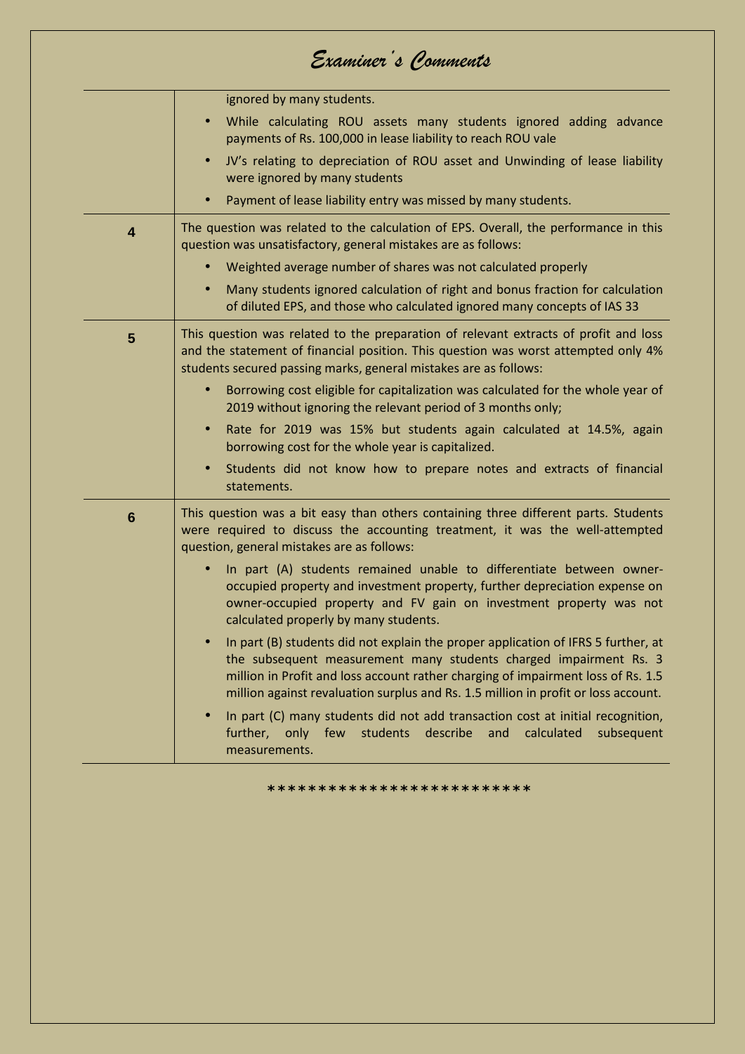# *Examiner's Comments*

| | |
|---|---|
| | ignored by many students.<br>• While calculating ROU assets many students ignored adding advance payments of Rs. 100,000 in lease liability to reach ROU vale<br>• JV's relating to depreciation of ROU asset and Unwinding of lease liability were ignored by many students<br>• Payment of lease liability entry was missed by many students. |
| **4** | The question was related to the calculation of EPS. Overall, the performance in this question was unsatisfactory, general mistakes are as follows:<br>• Weighted average number of shares was not calculated properly<br>• Many students ignored calculation of right and bonus fraction for calculation of diluted EPS, and those who calculated ignored many concepts of IAS 33 |
| **5** | This question was related to the preparation of relevant extracts of profit and loss and the statement of financial position. This question was worst attempted only 4% students secured passing marks, general mistakes are as follows:<br>• Borrowing cost eligible for capitalization was calculated for the whole year of 2019 without ignoring the relevant period of 3 months only;<br>• Rate for 2019 was 15% but students again calculated at 14.5%, again borrowing cost for the whole year is capitalized.<br>• Students did not know how to prepare notes and extracts of financial statements. |
| **6** | This question was a bit easy than others containing three different parts. Students were required to discuss the accounting treatment, it was the well-attempted question, general mistakes are as follows:<br>• In part (A) students remained unable to differentiate between owner-occupied property and investment property, further depreciation expense on owner-occupied property and FV gain on investment property was not calculated properly by many students.<br>• In part (B) students did not explain the proper application of IFRS 5 further, at the subsequent measurement many students charged impairment Rs. 3 million in Profit and loss account rather charging of impairment loss of Rs. 1.5 million against revaluation surplus and Rs. 1.5 million in profit or loss account.<br>• In part (C) many students did not add transaction cost at initial recognition, further, only few students describe and calculated subsequent measurements. |

*************************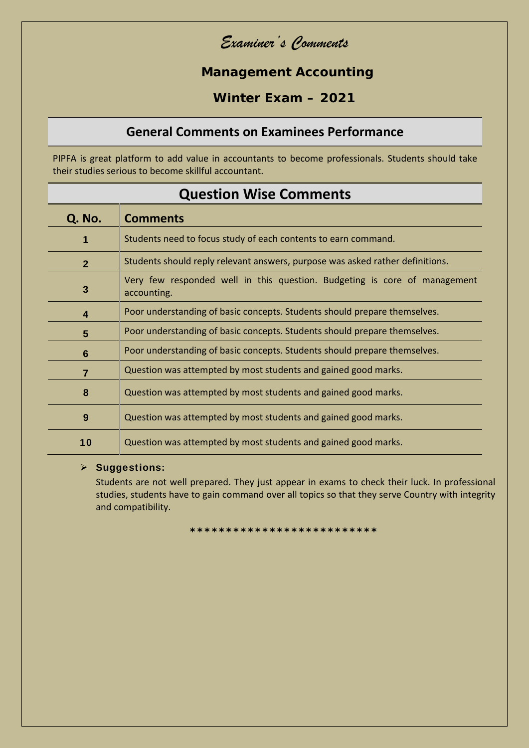# *Examiner's Comments*

## Management Accounting

## Winter Exam – 2021

### General Comments on Examinees Performance

PIPFA is great platform to add value in accountants to become professionals. Students should take their studies serious to become skillful accountant.

### Question Wise Comments

| Q. No. | Comments |
|---|---|
| 1 | Students need to focus study of each contents to earn command. |
| 2 | Students should reply relevant answers, purpose was asked rather definitions. |
| 3 | Very few responded well in this question. Budgeting is core of management accounting. |
| 4 | Poor understanding of basic concepts. Students should prepare themselves. |
| 5 | Poor understanding of basic concepts. Students should prepare themselves. |
| 6 | Poor understanding of basic concepts. Students should prepare themselves. |
| 7 | Question was attempted by most students and gained good marks. |
| 8 | Question was attempted by most students and gained good marks. |
| 9 | Question was attempted by most students and gained good marks. |
| 10 | Question was attempted by most students and gained good marks. |

- **Suggestions:**

  Students are not well prepared. They just appear in exams to check their luck. In professional studies, students have to gain command over all topics so that they serve Country with integrity and compatibility.

*************************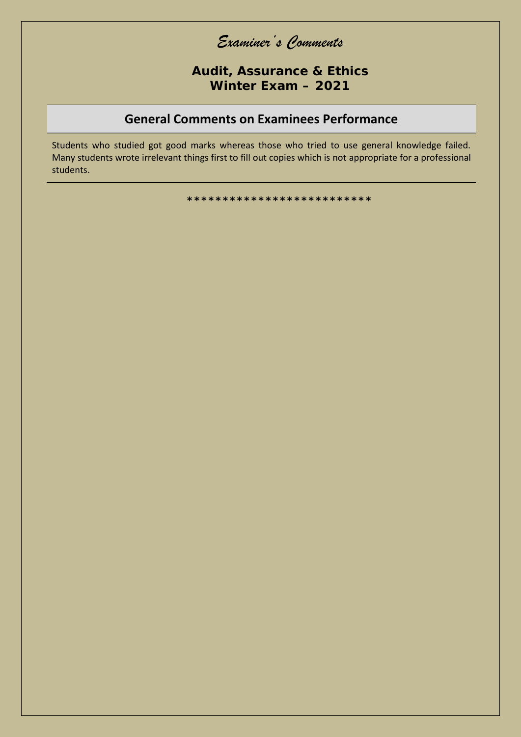# *Examiner's Comments*

**Audit, Assurance & Ethics**
**Winter Exam – 2021**

## General Comments on Examinees Performance

Students who studied got good marks whereas those who tried to use general knowledge failed. Many students wrote irrelevant things first to fill out copies which is not appropriate for a professional students.

*************************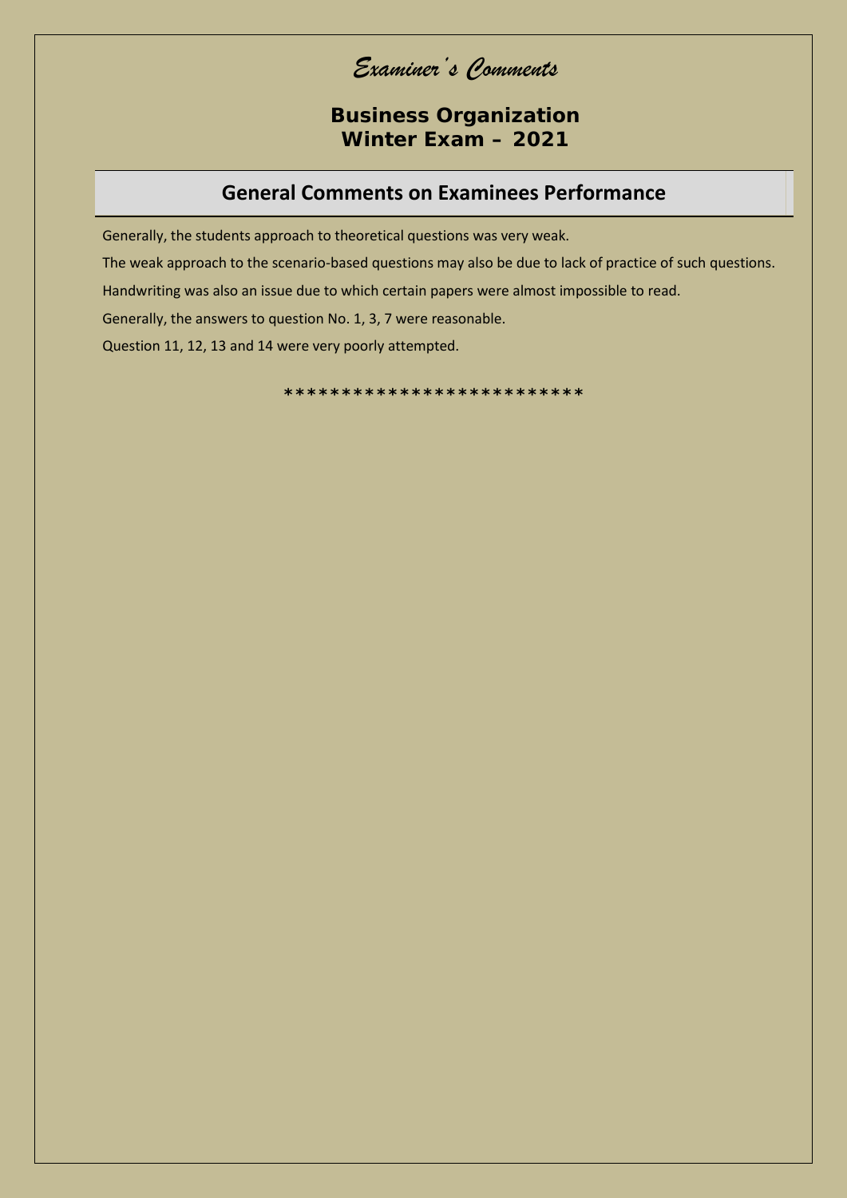# *Examiner's Comments*

## Business Organization
## Winter Exam – 2021

### General Comments on Examinees Performance

Generally, the students approach to theoretical questions was very weak.

The weak approach to the scenario-based questions may also be due to lack of practice of such questions.

Handwriting was also an issue due to which certain papers were almost impossible to read.

Generally, the answers to question No. 1, 3, 7 were reasonable.

Question 11, 12, 13 and 14 were very poorly attempted.

**************************